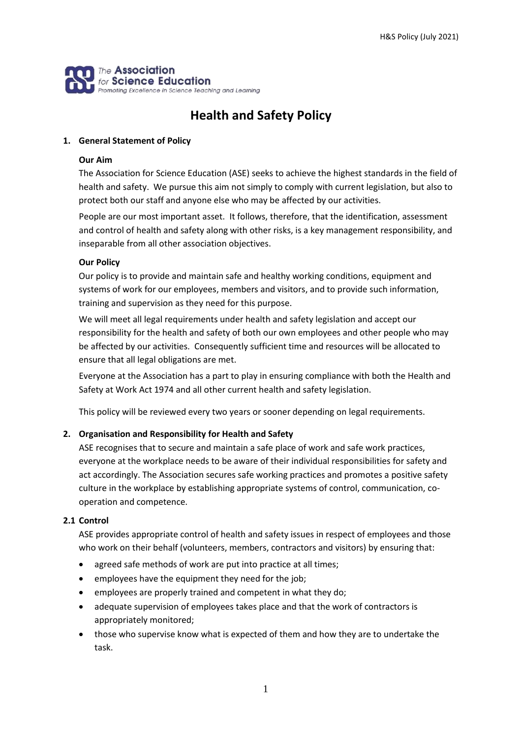# Health and Safety Policy

## 1. General Statement of Policy

### Our Aim

The Association for Science Education (ASE) seeks to achieve the highest standards in the field of health and safety. We pursue this aim not simply to comply with current legislation, but also to protect both our staff and anyone else who may be affected by our activities.

People are our most important asset. It follows, therefore, that the identification, assessment and control of health and safety along with other risks, is a key management responsibility, and inseparable from all other association objectives.

### Our Policy

Our policy is to provide and maintain safe and healthy working conditions, equipment and systems of work for our employees, members and visitors, and to provide such information, training and supervision as they need for this purpose.

We will meet all legal requirements under health and safety legislation and accept our responsibility for the health and safety of both our own employees and other people who may be affected by our activities. Consequently sufficient time and resources will be allocated to ensure that all legal obligations are met.

Everyone at the Association has a part to play in ensuring compliance with both the Health and Safety at Work Act 1974 and all other current health and safety legislation.

This policy will be reviewed every two years or sooner depending on legal requirements.

## 2. Organisation and Responsibility for Health and Safety

ASE recognises that to secure and maintain a safe place of work and safe work practices, everyone at the workplace needs to be aware of their individual responsibilities for safety and act accordingly. The Association secures safe working practices and promotes a positive safety culture in the workplace by establishing appropriate systems of control, communication, co-operation and competence.

### 2.1 Control

ASE provides appropriate control of health and safety issues in respect of employees and those who work on their behalf (volunteers, members, contractors and visitors) by ensuring that:

- agreed safe methods of work are put into practice at all times;
- employees have the equipment they need for the job;
- employees are properly trained and competent in what they do;
- adequate supervision of employees takes place and that the work of contractors is appropriately monitored;
- those who supervise know what is expected of them and how they are to undertake the task.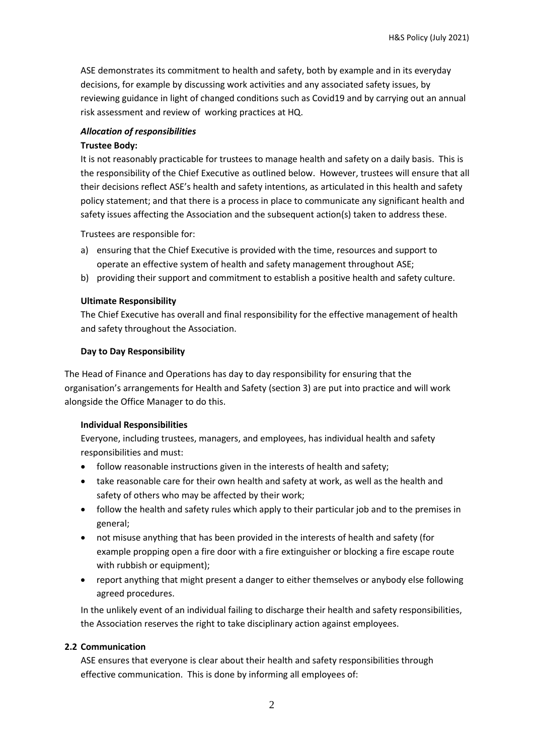ASE demonstrates its commitment to health and safety, both by example and in its everyday decisions, for example by discussing work activities and any associated safety issues, by reviewing guidance in light of changed conditions such as Covid19 and by carrying out an annual risk assessment and review of working practices at HQ.

***Allocation of responsibilities***

**Trustee Body:**

It is not reasonably practicable for trustees to manage health and safety on a daily basis. This is the responsibility of the Chief Executive as outlined below. However, trustees will ensure that all their decisions reflect ASE's health and safety intentions, as articulated in this health and safety policy statement; and that there is a process in place to communicate any significant health and safety issues affecting the Association and the subsequent action(s) taken to address these.

Trustees are responsible for:

a) ensuring that the Chief Executive is provided with the time, resources and support to operate an effective system of health and safety management throughout ASE;
b) providing their support and commitment to establish a positive health and safety culture.

**Ultimate Responsibility**

The Chief Executive has overall and final responsibility for the effective management of health and safety throughout the Association.

**Day to Day Responsibility**

The Head of Finance and Operations has day to day responsibility for ensuring that the organisation's arrangements for Health and Safety (section 3) are put into practice and will work alongside the Office Manager to do this.

**Individual Responsibilities**

Everyone, including trustees, managers, and employees, has individual health and safety responsibilities and must:

- follow reasonable instructions given in the interests of health and safety;
- take reasonable care for their own health and safety at work, as well as the health and safety of others who may be affected by their work;
- follow the health and safety rules which apply to their particular job and to the premises in general;
- not misuse anything that has been provided in the interests of health and safety (for example propping open a fire door with a fire extinguisher or blocking a fire escape route with rubbish or equipment);
- report anything that might present a danger to either themselves or anybody else following agreed procedures.

In the unlikely event of an individual failing to discharge their health and safety responsibilities, the Association reserves the right to take disciplinary action against employees.

### 2.2 Communication

ASE ensures that everyone is clear about their health and safety responsibilities through effective communication. This is done by informing all employees of: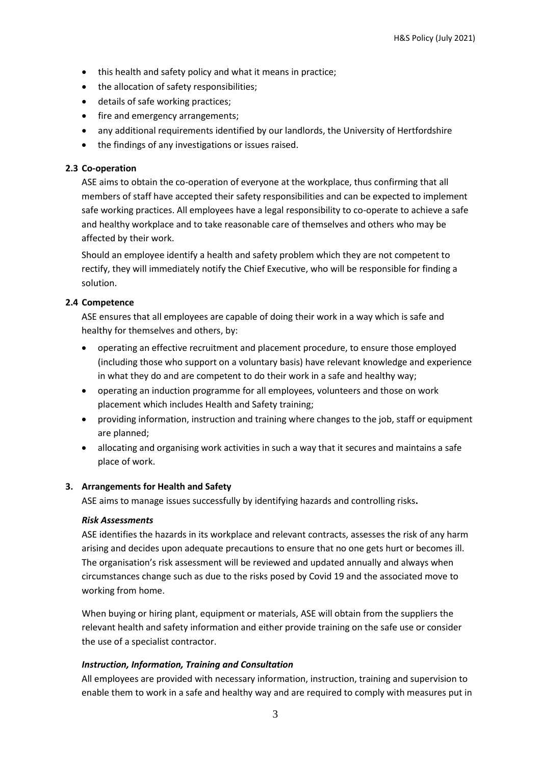- this health and safety policy and what it means in practice;
- the allocation of safety responsibilities;
- details of safe working practices;
- fire and emergency arrangements;
- any additional requirements identified by our landlords, the University of Hertfordshire
- the findings of any investigations or issues raised.

### 2.3 Co-operation

ASE aims to obtain the co-operation of everyone at the workplace, thus confirming that all members of staff have accepted their safety responsibilities and can be expected to implement safe working practices. All employees have a legal responsibility to co-operate to achieve a safe and healthy workplace and to take reasonable care of themselves and others who may be affected by their work.

Should an employee identify a health and safety problem which they are not competent to rectify, they will immediately notify the Chief Executive, who will be responsible for finding a solution.

### 2.4 Competence

ASE ensures that all employees are capable of doing their work in a way which is safe and healthy for themselves and others, by:

- operating an effective recruitment and placement procedure, to ensure those employed (including those who support on a voluntary basis) have relevant knowledge and experience in what they do and are competent to do their work in a safe and healthy way;
- operating an induction programme for all employees, volunteers and those on work placement which includes Health and Safety training;
- providing information, instruction and training where changes to the job, staff or equipment are planned;
- allocating and organising work activities in such a way that it secures and maintains a safe place of work.

## 3. Arrangements for Health and Safety

ASE aims to manage issues successfully by identifying hazards and controlling risks**.**

***Risk Assessments***

ASE identifies the hazards in its workplace and relevant contracts, assesses the risk of any harm arising and decides upon adequate precautions to ensure that no one gets hurt or becomes ill. The organisation's risk assessment will be reviewed and updated annually and always when circumstances change such as due to the risks posed by Covid 19 and the associated move to working from home.

When buying or hiring plant, equipment or materials, ASE will obtain from the suppliers the relevant health and safety information and either provide training on the safe use or consider the use of a specialist contractor.

***Instruction, Information, Training and Consultation***

All employees are provided with necessary information, instruction, training and supervision to enable them to work in a safe and healthy way and are required to comply with measures put in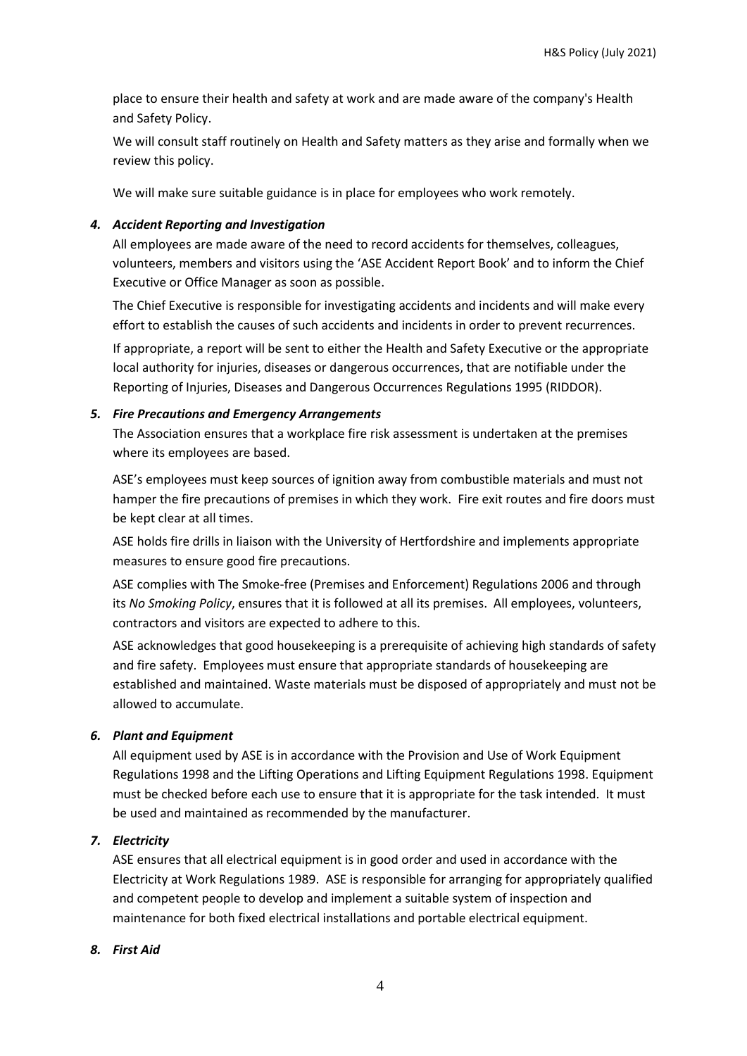place to ensure their health and safety at work and are made aware of the company's Health and Safety Policy.

We will consult staff routinely on Health and Safety matters as they arise and formally when we review this policy.

We will make sure suitable guidance is in place for employees who work remotely.

### *4. Accident Reporting and Investigation*

All employees are made aware of the need to record accidents for themselves, colleagues, volunteers, members and visitors using the 'ASE Accident Report Book' and to inform the Chief Executive or Office Manager as soon as possible.

The Chief Executive is responsible for investigating accidents and incidents and will make every effort to establish the causes of such accidents and incidents in order to prevent recurrences.

If appropriate, a report will be sent to either the Health and Safety Executive or the appropriate local authority for injuries, diseases or dangerous occurrences, that are notifiable under the Reporting of Injuries, Diseases and Dangerous Occurrences Regulations 1995 (RIDDOR).

### *5. Fire Precautions and Emergency Arrangements*

The Association ensures that a workplace fire risk assessment is undertaken at the premises where its employees are based.

ASE's employees must keep sources of ignition away from combustible materials and must not hamper the fire precautions of premises in which they work. Fire exit routes and fire doors must be kept clear at all times.

ASE holds fire drills in liaison with the University of Hertfordshire and implements appropriate measures to ensure good fire precautions.

ASE complies with The Smoke-free (Premises and Enforcement) Regulations 2006 and through its *No Smoking Policy*, ensures that it is followed at all its premises. All employees, volunteers, contractors and visitors are expected to adhere to this.

ASE acknowledges that good housekeeping is a prerequisite of achieving high standards of safety and fire safety. Employees must ensure that appropriate standards of housekeeping are established and maintained. Waste materials must be disposed of appropriately and must not be allowed to accumulate.

### *6. Plant and Equipment*

All equipment used by ASE is in accordance with the Provision and Use of Work Equipment Regulations 1998 and the Lifting Operations and Lifting Equipment Regulations 1998. Equipment must be checked before each use to ensure that it is appropriate for the task intended. It must be used and maintained as recommended by the manufacturer.

### *7. Electricity*

ASE ensures that all electrical equipment is in good order and used in accordance with the Electricity at Work Regulations 1989. ASE is responsible for arranging for appropriately qualified and competent people to develop and implement a suitable system of inspection and maintenance for both fixed electrical installations and portable electrical equipment.

### *8. First Aid*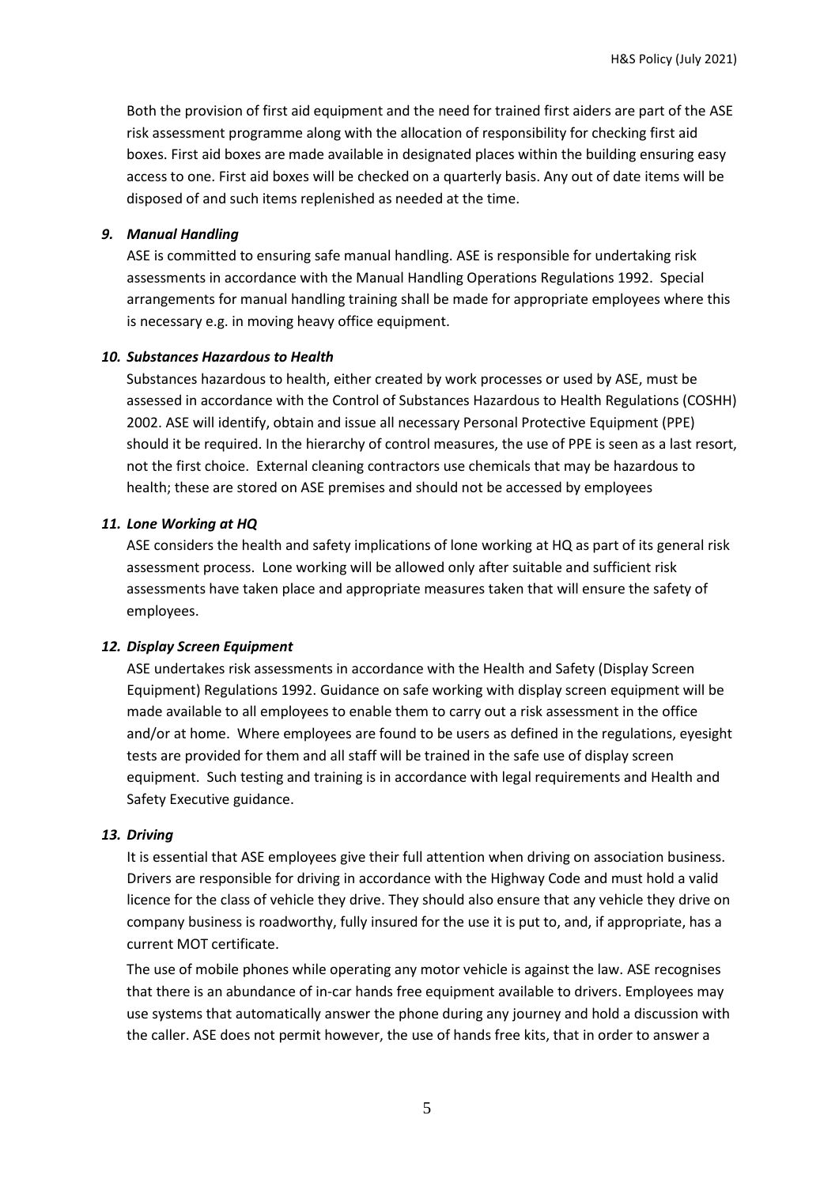Both the provision of first aid equipment and the need for trained first aiders are part of the ASE risk assessment programme along with the allocation of responsibility for checking first aid boxes. First aid boxes are made available in designated places within the building ensuring easy access to one. First aid boxes will be checked on a quarterly basis. Any out of date items will be disposed of and such items replenished as needed at the time.

### *9. Manual Handling*

ASE is committed to ensuring safe manual handling. ASE is responsible for undertaking risk assessments in accordance with the Manual Handling Operations Regulations 1992. Special arrangements for manual handling training shall be made for appropriate employees where this is necessary e.g. in moving heavy office equipment.

### *10. Substances Hazardous to Health*

Substances hazardous to health, either created by work processes or used by ASE, must be assessed in accordance with the Control of Substances Hazardous to Health Regulations (COSHH) 2002. ASE will identify, obtain and issue all necessary Personal Protective Equipment (PPE) should it be required. In the hierarchy of control measures, the use of PPE is seen as a last resort, not the first choice. External cleaning contractors use chemicals that may be hazardous to health; these are stored on ASE premises and should not be accessed by employees

### *11. Lone Working at HQ*

ASE considers the health and safety implications of lone working at HQ as part of its general risk assessment process. Lone working will be allowed only after suitable and sufficient risk assessments have taken place and appropriate measures taken that will ensure the safety of employees.

### *12. Display Screen Equipment*

ASE undertakes risk assessments in accordance with the Health and Safety (Display Screen Equipment) Regulations 1992. Guidance on safe working with display screen equipment will be made available to all employees to enable them to carry out a risk assessment in the office and/or at home. Where employees are found to be users as defined in the regulations, eyesight tests are provided for them and all staff will be trained in the safe use of display screen equipment. Such testing and training is in accordance with legal requirements and Health and Safety Executive guidance.

### *13. Driving*

It is essential that ASE employees give their full attention when driving on association business. Drivers are responsible for driving in accordance with the Highway Code and must hold a valid licence for the class of vehicle they drive. They should also ensure that any vehicle they drive on company business is roadworthy, fully insured for the use it is put to, and, if appropriate, has a current MOT certificate.

The use of mobile phones while operating any motor vehicle is against the law. ASE recognises that there is an abundance of in-car hands free equipment available to drivers. Employees may use systems that automatically answer the phone during any journey and hold a discussion with the caller. ASE does not permit however, the use of hands free kits, that in order to answer a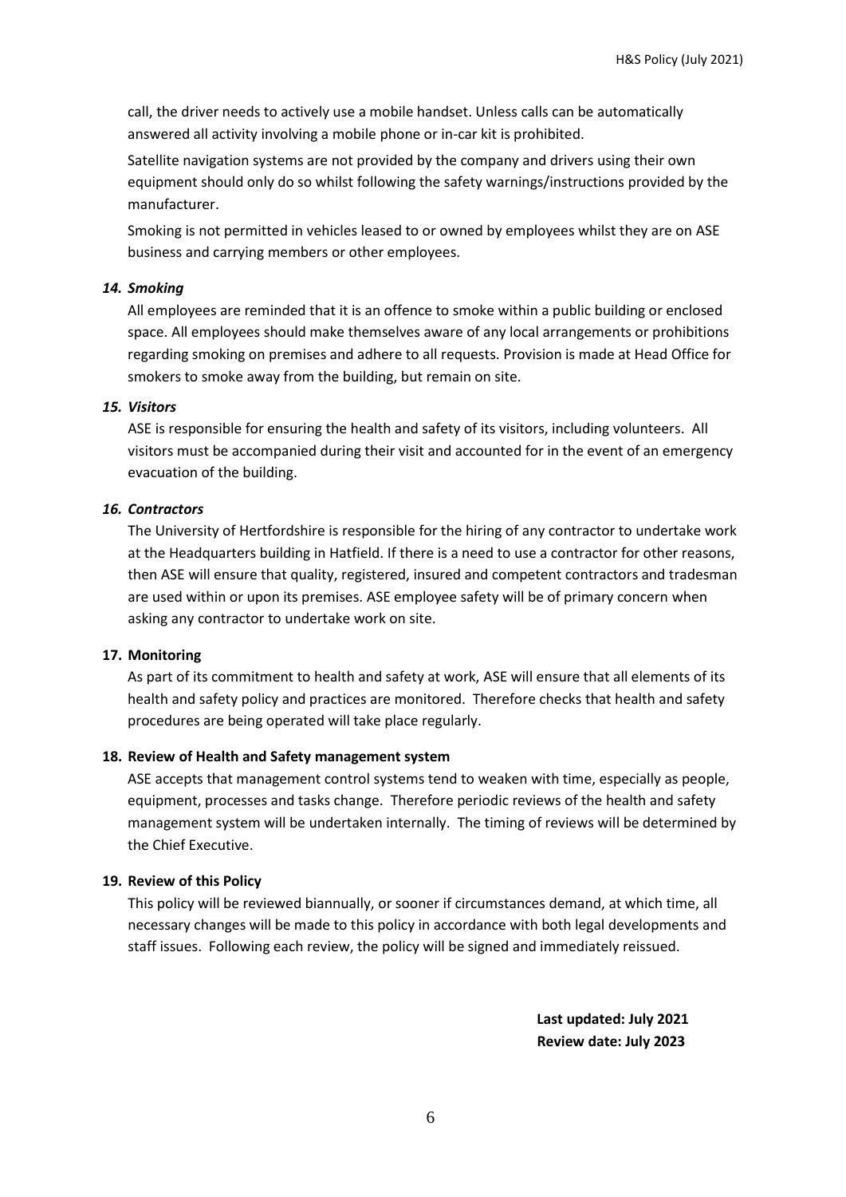call, the driver needs to actively use a mobile handset. Unless calls can be automatically answered all activity involving a mobile phone or in-car kit is prohibited.

Satellite navigation systems are not provided by the company and drivers using their own equipment should only do so whilst following the safety warnings/instructions provided by the manufacturer.

Smoking is not permitted in vehicles leased to or owned by employees whilst they are on ASE business and carrying members or other employees.

### *14. Smoking*

All employees are reminded that it is an offence to smoke within a public building or enclosed space. All employees should make themselves aware of any local arrangements or prohibitions regarding smoking on premises and adhere to all requests. Provision is made at Head Office for smokers to smoke away from the building, but remain on site.

### *15. Visitors*

ASE is responsible for ensuring the health and safety of its visitors, including volunteers. All visitors must be accompanied during their visit and accounted for in the event of an emergency evacuation of the building.

### *16. Contractors*

The University of Hertfordshire is responsible for the hiring of any contractor to undertake work at the Headquarters building in Hatfield. If there is a need to use a contractor for other reasons, then ASE will ensure that quality, registered, insured and competent contractors and tradesman are used within or upon its premises. ASE employee safety will be of primary concern when asking any contractor to undertake work on site.

### 17. Monitoring

As part of its commitment to health and safety at work, ASE will ensure that all elements of its health and safety policy and practices are monitored. Therefore checks that health and safety procedures are being operated will take place regularly.

### 18. Review of Health and Safety management system

ASE accepts that management control systems tend to weaken with time, especially as people, equipment, processes and tasks change. Therefore periodic reviews of the health and safety management system will be undertaken internally. The timing of reviews will be determined by the Chief Executive.

### 19. Review of this Policy

This policy will be reviewed biannually, or sooner if circumstances demand, at which time, all necessary changes will be made to this policy in accordance with both legal developments and staff issues. Following each review, the policy will be signed and immediately reissued.

**Last updated: July 2021**
**Review date: July 2023**